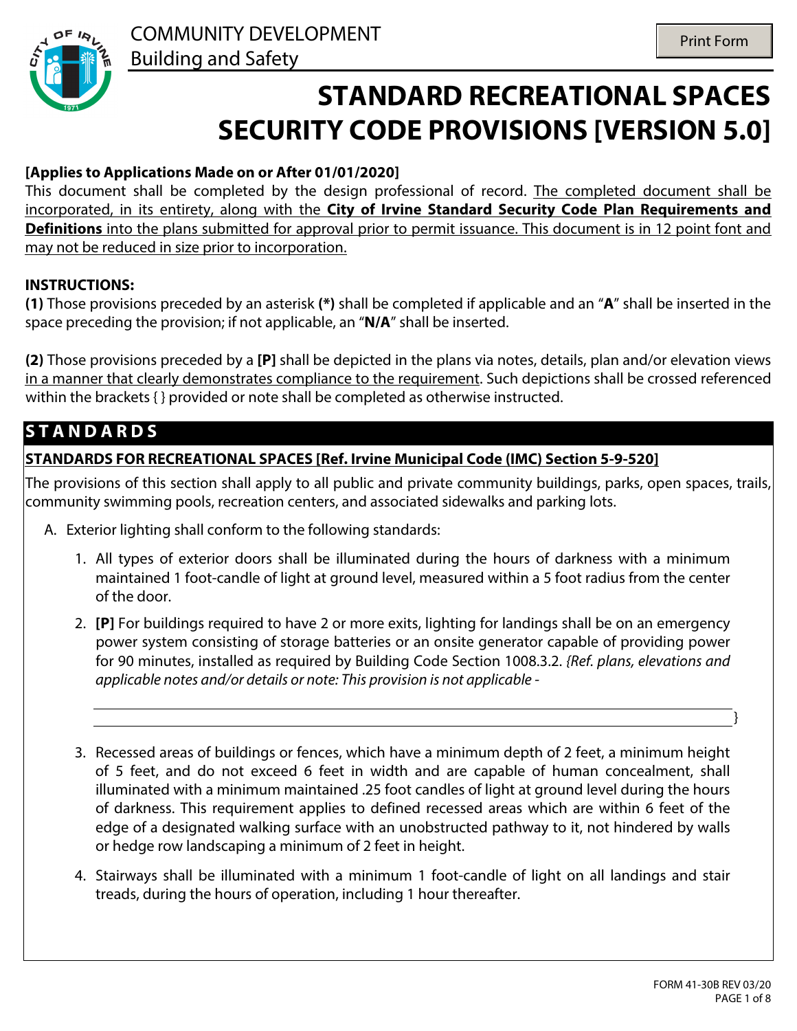COMMUNITY DEVELOPMENT
Building and Safety

# STANDARD RECREATIONAL SPACES SECURITY CODE PROVISIONS [VERSION 5.0]

**[Applies to Applications Made on or After 01/01/2020]**

This document shall be completed by the design professional of record. The completed document shall be incorporated, in its entirety, along with the **City of Irvine Standard Security Code Plan Requirements and Definitions** into the plans submitted for approval prior to permit issuance. This document is in 12 point font and may not be reduced in size prior to incorporation.

**INSTRUCTIONS:**

**(1)** Those provisions preceded by an asterisk **(*)** shall be completed if applicable and an "**A**" shall be inserted in the space preceding the provision; if not applicable, an "**N/A**" shall be inserted.

**(2)** Those provisions preceded by a **[P]** shall be depicted in the plans via notes, details, plan and/or elevation views in a manner that clearly demonstrates compliance to the requirement. Such depictions shall be crossed referenced within the brackets { } provided or note shall be completed as otherwise instructed.

## STANDARDS

### STANDARDS FOR RECREATIONAL SPACES [Ref. Irvine Municipal Code (IMC) Section 5-9-520]

The provisions of this section shall apply to all public and private community buildings, parks, open spaces, trails, community swimming pools, recreation centers, and associated sidewalks and parking lots.

A. Exterior lighting shall conform to the following standards:

1. All types of exterior doors shall be illuminated during the hours of darkness with a minimum maintained 1 foot-candle of light at ground level, measured within a 5 foot radius from the center of the door.

2. **[P]** For buildings required to have 2 or more exits, lighting for landings shall be on an emergency power system consisting of storage batteries or an onsite generator capable of providing power for 90 minutes, installed as required by Building Code Section 1008.3.2. *{Ref. plans, elevations and applicable notes and/or details or note: This provision is not applicable -*

   ______________________________________________________________
   ______________________________________________________________}

3. Recessed areas of buildings or fences, which have a minimum depth of 2 feet, a minimum height of 5 feet, and do not exceed 6 feet in width and are capable of human concealment, shall illuminated with a minimum maintained .25 foot candles of light at ground level during the hours of darkness. This requirement applies to defined recessed areas which are within 6 feet of the edge of a designated walking surface with an unobstructed pathway to it, not hindered by walls or hedge row landscaping a minimum of 2 feet in height.

4. Stairways shall be illuminated with a minimum 1 foot-candle of light on all landings and stair treads, during the hours of operation, including 1 hour thereafter.

FORM 41-30B REV 03/20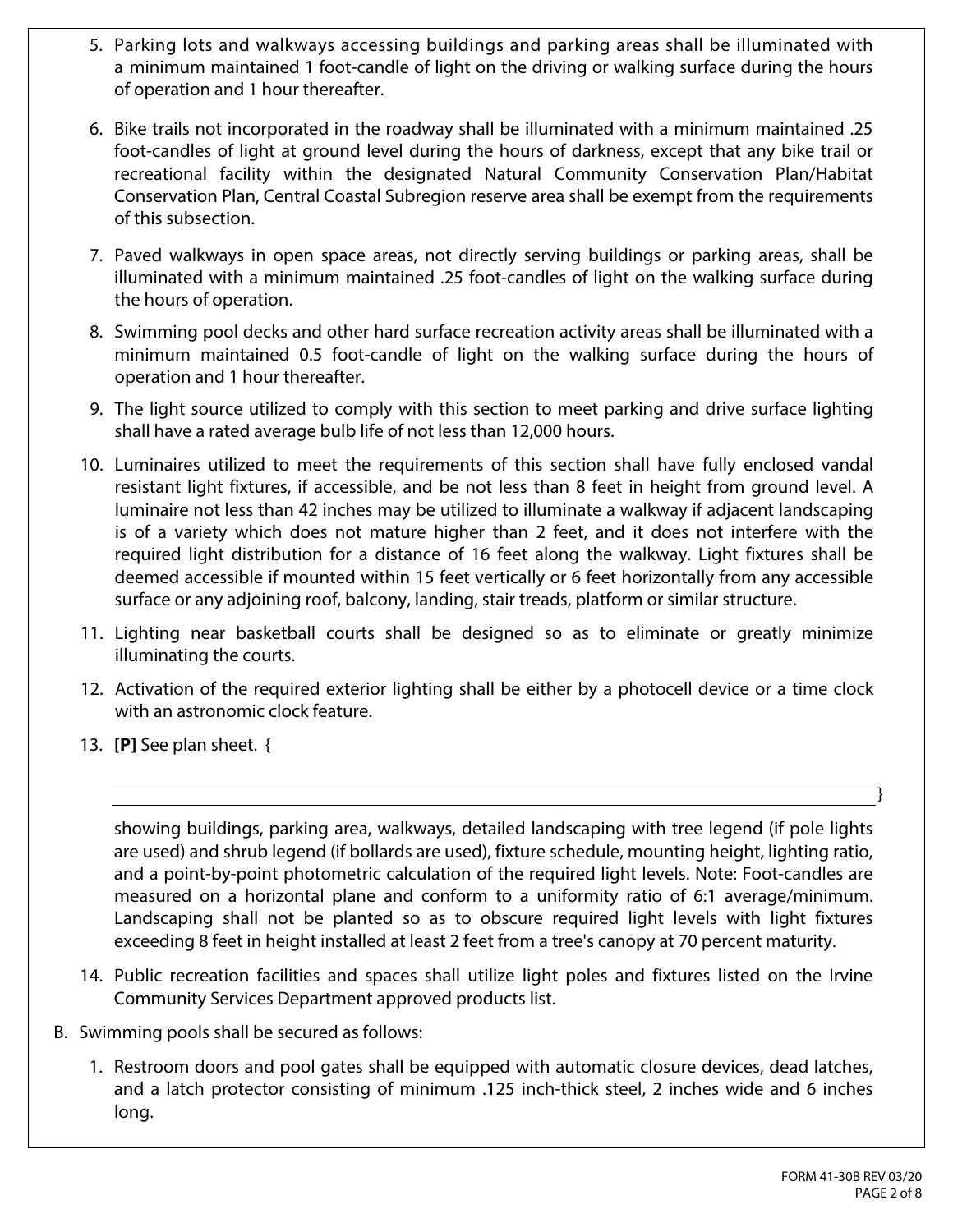5. Parking lots and walkways accessing buildings and parking areas shall be illuminated with a minimum maintained 1 foot-candle of light on the driving or walking surface during the hours of operation and 1 hour thereafter.

6. Bike trails not incorporated in the roadway shall be illuminated with a minimum maintained .25 foot-candles of light at ground level during the hours of darkness, except that any bike trail or recreational facility within the designated Natural Community Conservation Plan/Habitat Conservation Plan, Central Coastal Subregion reserve area shall be exempt from the requirements of this subsection.

7. Paved walkways in open space areas, not directly serving buildings or parking areas, shall be illuminated with a minimum maintained .25 foot-candles of light on the walking surface during the hours of operation.

8. Swimming pool decks and other hard surface recreation activity areas shall be illuminated with a minimum maintained 0.5 foot-candle of light on the walking surface during the hours of operation and 1 hour thereafter.

9. The light source utilized to comply with this section to meet parking and drive surface lighting shall have a rated average bulb life of not less than 12,000 hours.

10. Luminaires utilized to meet the requirements of this section shall have fully enclosed vandal resistant light fixtures, if accessible, and be not less than 8 feet in height from ground level. A luminaire not less than 42 inches may be utilized to illuminate a walkway if adjacent landscaping is of a variety which does not mature higher than 2 feet, and it does not interfere with the required light distribution for a distance of 16 feet along the walkway. Light fixtures shall be deemed accessible if mounted within 15 feet vertically or 6 feet horizontally from any accessible surface or any adjoining roof, balcony, landing, stair treads, platform or similar structure.

11. Lighting near basketball courts shall be designed so as to eliminate or greatly minimize illuminating the courts.

12. Activation of the required exterior lighting shall be either by a photocell device or a time clock with an astronomic clock feature.

13. **[P]** See plan sheet. {

    ______________________________________________________________________

    ______________________________________________________________________}

    showing buildings, parking area, walkways, detailed landscaping with tree legend (if pole lights are used) and shrub legend (if bollards are used), fixture schedule, mounting height, lighting ratio, and a point-by-point photometric calculation of the required light levels. Note: Foot-candles are measured on a horizontal plane and conform to a uniformity ratio of 6:1 average/minimum. Landscaping shall not be planted so as to obscure required light levels with light fixtures exceeding 8 feet in height installed at least 2 feet from a tree's canopy at 70 percent maturity.

14. Public recreation facilities and spaces shall utilize light poles and fixtures listed on the Irvine Community Services Department approved products list.

B. Swimming pools shall be secured as follows:

   1. Restroom doors and pool gates shall be equipped with automatic closure devices, dead latches, and a latch protector consisting of minimum .125 inch-thick steel, 2 inches wide and 6 inches long.

FORM 41-30B REV 03/20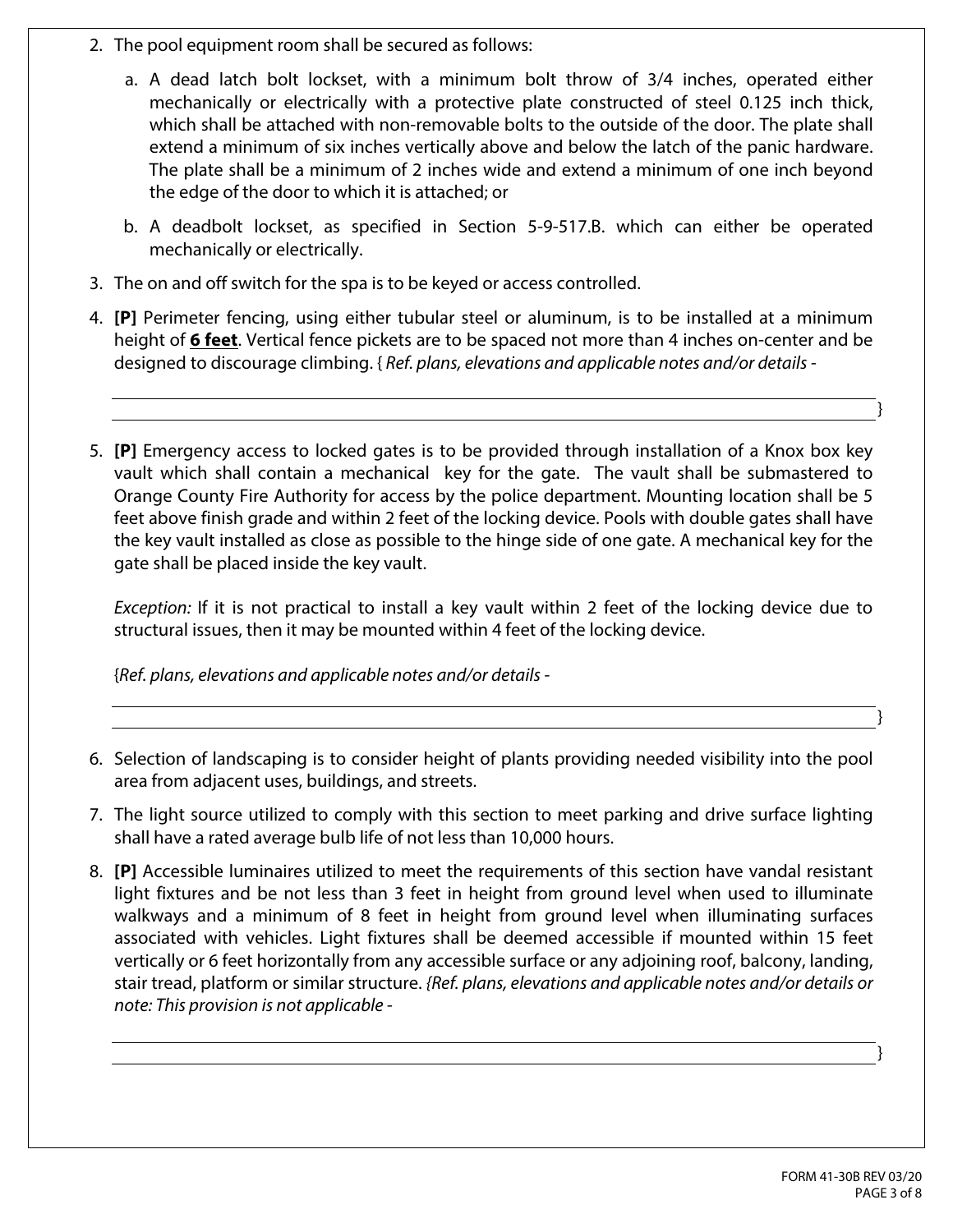2. The pool equipment room shall be secured as follows:

   a. A dead latch bolt lockset, with a minimum bolt throw of 3/4 inches, operated either mechanically or electrically with a protective plate constructed of steel 0.125 inch thick, which shall be attached with non-removable bolts to the outside of the door. The plate shall extend a minimum of six inches vertically above and below the latch of the panic hardware. The plate shall be a minimum of 2 inches wide and extend a minimum of one inch beyond the edge of the door to which it is attached; or

   b. A deadbolt lockset, as specified in Section 5-9-517.B. which can either be operated mechanically or electrically.

3. The on and off switch for the spa is to be keyed or access controlled.

4. **[P]** Perimeter fencing, using either tubular steel or aluminum, is to be installed at a minimum height of **6 feet**. Vertical fence pickets are to be spaced not more than 4 inches on-center and be designed to discourage climbing. { *Ref. plans, elevations and applicable notes and/or details -*

   ______________________________________________________________________________ }

5. **[P]** Emergency access to locked gates is to be provided through installation of a Knox box key vault which shall contain a mechanical key for the gate. The vault shall be submastered to Orange County Fire Authority for access by the police department. Mounting location shall be 5 feet above finish grade and within 2 feet of the locking device. Pools with double gates shall have the key vault installed as close as possible to the hinge side of one gate. A mechanical key for the gate shall be placed inside the key vault.

   *Exception:* If it is not practical to install a key vault within 2 feet of the locking device due to structural issues, then it may be mounted within 4 feet of the locking device.

   {*Ref. plans, elevations and applicable notes and/or details -*

   ______________________________________________________________________________ }

6. Selection of landscaping is to consider height of plants providing needed visibility into the pool area from adjacent uses, buildings, and streets.

7. The light source utilized to comply with this section to meet parking and drive surface lighting shall have a rated average bulb life of not less than 10,000 hours.

8. **[P]** Accessible luminaires utilized to meet the requirements of this section have vandal resistant light fixtures and be not less than 3 feet in height from ground level when used to illuminate walkways and a minimum of 8 feet in height from ground level when illuminating surfaces associated with vehicles. Light fixtures shall be deemed accessible if mounted within 15 feet vertically or 6 feet horizontally from any accessible surface or any adjoining roof, balcony, landing, stair tread, platform or similar structure. *{Ref. plans, elevations and applicable notes and/or details or note: This provision is not applicable -*

   ______________________________________________________________________________ }

FORM 41-30B REV 03/20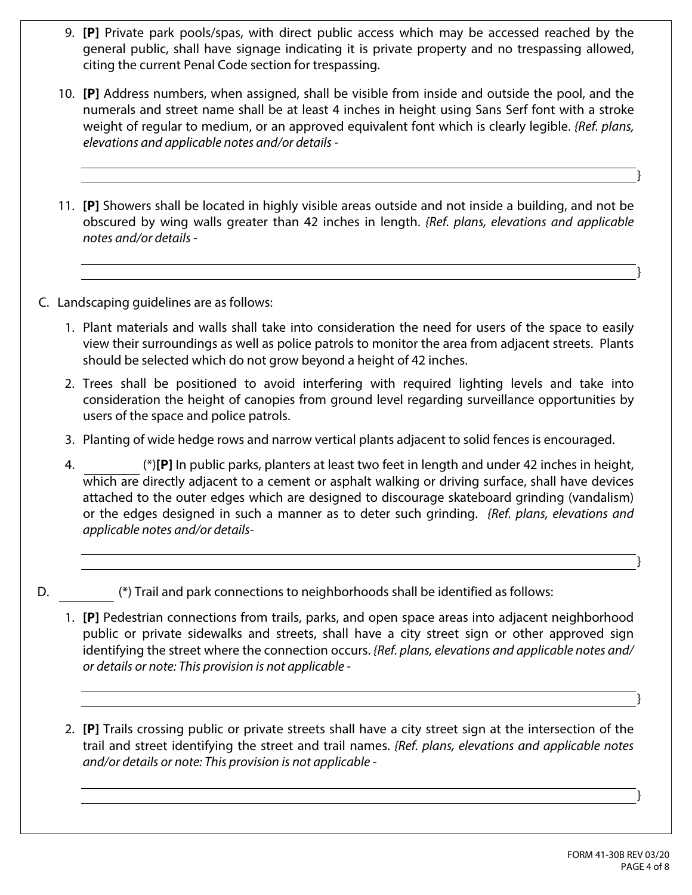9. **[P]** Private park pools/spas, with direct public access which may be accessed reached by the general public, shall have signage indicating it is private property and no trespassing allowed, citing the current Penal Code section for trespassing.

10. **[P]** Address numbers, when assigned, shall be visible from inside and outside the pool, and the numerals and street name shall be at least 4 inches in height using Sans Serf font with a stroke weight of regular to medium, or an approved equivalent font which is clearly legible. *{Ref. plans, elevations and applicable notes and/or details -*

    ______________________________________________________________________________

    ______________________________________________________________________________}

11. **[P]** Showers shall be located in highly visible areas outside and not inside a building, and not be obscured by wing walls greater than 42 inches in length. *{Ref. plans, elevations and applicable notes and/or details -*

    ______________________________________________________________________________

    ______________________________________________________________________________}

C. Landscaping guidelines are as follows:

1. Plant materials and walls shall take into consideration the need for users of the space to easily view their surroundings as well as police patrols to monitor the area from adjacent streets. Plants should be selected which do not grow beyond a height of 42 inches.

2. Trees shall be positioned to avoid interfering with required lighting levels and take into consideration the height of canopies from ground level regarding surveillance opportunities by users of the space and police patrols.

3. Planting of wide hedge rows and narrow vertical plants adjacent to solid fences is encouraged.

4. ________ (*)**[P]** In public parks, planters at least two feet in length and under 42 inches in height, which are directly adjacent to a cement or asphalt walking or driving surface, shall have devices attached to the outer edges which are designed to discourage skateboard grinding (vandalism) or the edges designed in such a manner as to deter such grinding. *{Ref. plans, elevations and applicable notes and/or details-*

    ______________________________________________________________________________

    ______________________________________________________________________________}

D. ________ (*) Trail and park connections to neighborhoods shall be identified as follows:

1. **[P]** Pedestrian connections from trails, parks, and open space areas into adjacent neighborhood public or private sidewalks and streets, shall have a city street sign or other approved sign identifying the street where the connection occurs. *{Ref. plans, elevations and applicable notes and/or details or note: This provision is not applicable -*

    ______________________________________________________________________________

    ______________________________________________________________________________}

2. **[P]** Trails crossing public or private streets shall have a city street sign at the intersection of the trail and street identifying the street and trail names. *{Ref. plans, elevations and applicable notes and/or details or note: This provision is not applicable -*

    ______________________________________________________________________________

    ______________________________________________________________________________}

FORM 41-30B REV 03/20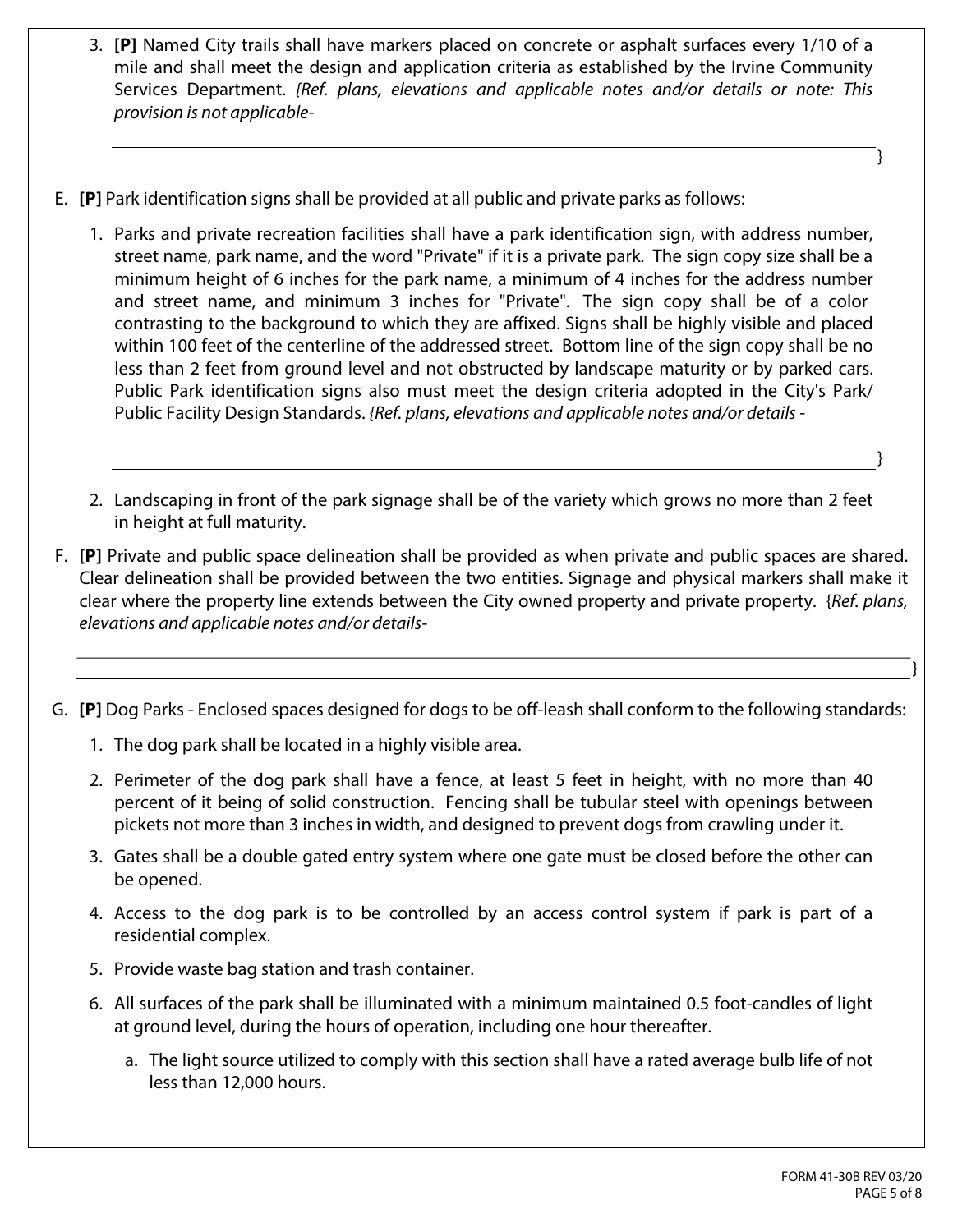3. **[P]** Named City trails shall have markers placed on concrete or asphalt surfaces every 1/10 of a mile and shall meet the design and application criteria as established by the Irvine Community Services Department. *{Ref. plans, elevations and applicable notes and/or details or note: This provision is not applicable-*

   _______________________________________________________________________________
   _______________________________________________________________________________}

E. **[P]** Park identification signs shall be provided at all public and private parks as follows:

   1. Parks and private recreation facilities shall have a park identification sign, with address number, street name, park name, and the word "Private" if it is a private park. The sign copy size shall be a minimum height of 6 inches for the park name, a minimum of 4 inches for the address number and street name, and minimum 3 inches for "Private". The sign copy shall be of a color contrasting to the background to which they are affixed. Signs shall be highly visible and placed within 100 feet of the centerline of the addressed street. Bottom line of the sign copy shall be no less than 2 feet from ground level and not obstructed by landscape maturity or by parked cars. Public Park identification signs also must meet the design criteria adopted in the City's Park/ Public Facility Design Standards. *{Ref. plans, elevations and applicable notes and/or details -*

      _______________________________________________________________________________
      _______________________________________________________________________________}

   2. Landscaping in front of the park signage shall be of the variety which grows no more than 2 feet in height at full maturity.

F. **[P]** Private and public space delineation shall be provided as when private and public spaces are shared. Clear delineation shall be provided between the two entities. Signage and physical markers shall make it clear where the property line extends between the City owned property and private property. {*Ref. plans, elevations and applicable notes and/or details-*

   _______________________________________________________________________________
   _______________________________________________________________________________}

G. **[P]** Dog Parks - Enclosed spaces designed for dogs to be off-leash shall conform to the following standards:

   1. The dog park shall be located in a highly visible area.
   2. Perimeter of the dog park shall have a fence, at least 5 feet in height, with no more than 40 percent of it being of solid construction. Fencing shall be tubular steel with openings between pickets not more than 3 inches in width, and designed to prevent dogs from crawling under it.
   3. Gates shall be a double gated entry system where one gate must be closed before the other can be opened.
   4. Access to the dog park is to be controlled by an access control system if park is part of a residential complex.
   5. Provide waste bag station and trash container.
   6. All surfaces of the park shall be illuminated with a minimum maintained 0.5 foot-candles of light at ground level, during the hours of operation, including one hour thereafter.
      a. The light source utilized to comply with this section shall have a rated average bulb life of not less than 12,000 hours.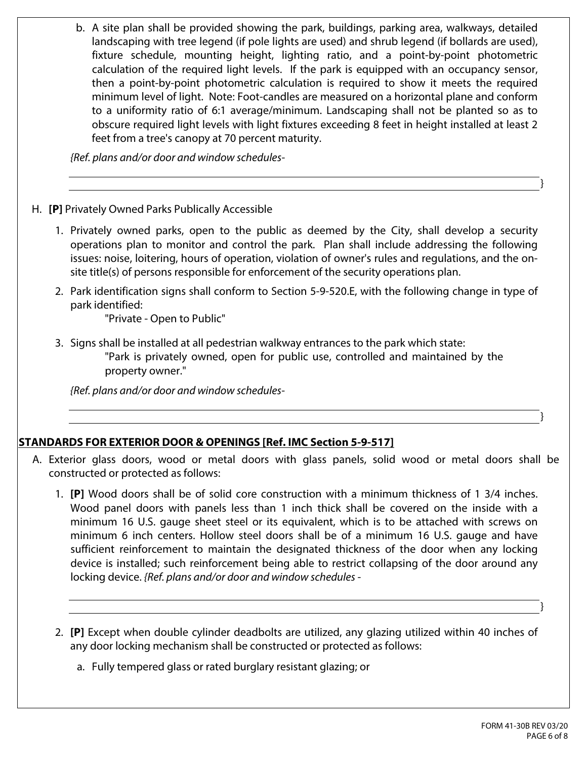b. A site plan shall be provided showing the park, buildings, parking area, walkways, detailed landscaping with tree legend (if pole lights are used) and shrub legend (if bollards are used), fixture schedule, mounting height, lighting ratio, and a point-by-point photometric calculation of the required light levels. If the park is equipped with an occupancy sensor, then a point-by-point photometric calculation is required to show it meets the required minimum level of light. Note: Foot-candles are measured on a horizontal plane and conform to a uniformity ratio of 6:1 average/minimum. Landscaping shall not be planted so as to obscure required light levels with light fixtures exceeding 8 feet in height installed at least 2 feet from a tree's canopy at 70 percent maturity.

*{Ref. plans and/or door and window schedules-*

}

H. **[P]** Privately Owned Parks Publically Accessible

1. Privately owned parks, open to the public as deemed by the City, shall develop a security operations plan to monitor and control the park. Plan shall include addressing the following issues: noise, loitering, hours of operation, violation of owner's rules and regulations, and the on-site title(s) of persons responsible for enforcement of the security operations plan.

2. Park identification signs shall conform to Section 5-9-520.E, with the following change in type of park identified:

   "Private - Open to Public"

3. Signs shall be installed at all pedestrian walkway entrances to the park which state:

   "Park is privately owned, open for public use, controlled and maintained by the property owner."

*{Ref. plans and/or door and window schedules-*

}

## STANDARDS FOR EXTERIOR DOOR & OPENINGS [Ref. IMC Section 5-9-517]

A. Exterior glass doors, wood or metal doors with glass panels, solid wood or metal doors shall be constructed or protected as follows:

1. **[P]** Wood doors shall be of solid core construction with a minimum thickness of 1 3/4 inches. Wood panel doors with panels less than 1 inch thick shall be covered on the inside with a minimum 16 U.S. gauge sheet steel or its equivalent, which is to be attached with screws on minimum 6 inch centers. Hollow steel doors shall be of a minimum 16 U.S. gauge and have sufficient reinforcement to maintain the designated thickness of the door when any locking device is installed; such reinforcement being able to restrict collapsing of the door around any locking device. *{Ref. plans and/or door and window schedules -*

}

2. **[P]** Except when double cylinder deadbolts are utilized, any glazing utilized within 40 inches of any door locking mechanism shall be constructed or protected as follows:

   a. Fully tempered glass or rated burglary resistant glazing; or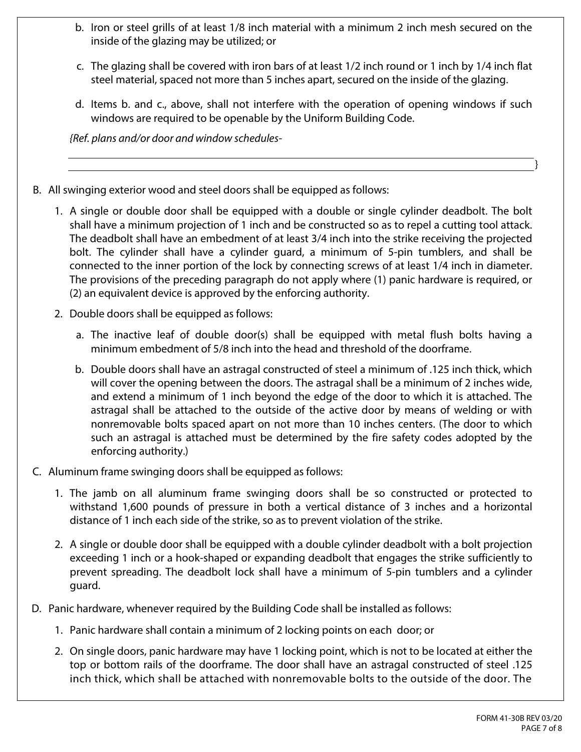b. Iron or steel grills of at least 1/8 inch material with a minimum 2 inch mesh secured on the inside of the glazing may be utilized; or

c. The glazing shall be covered with iron bars of at least 1/2 inch round or 1 inch by 1/4 inch flat steel material, spaced not more than 5 inches apart, secured on the inside of the glazing.

d. Items b. and c., above, shall not interfere with the operation of opening windows if such windows are required to be openable by the Uniform Building Code.

*{Ref. plans and/or door and window schedules-*

______________________________________________________________________________}

B. All swinging exterior wood and steel doors shall be equipped as follows:

1. A single or double door shall be equipped with a double or single cylinder deadbolt. The bolt shall have a minimum projection of 1 inch and be constructed so as to repel a cutting tool attack. The deadbolt shall have an embedment of at least 3/4 inch into the strike receiving the projected bolt. The cylinder shall have a cylinder guard, a minimum of 5-pin tumblers, and shall be connected to the inner portion of the lock by connecting screws of at least 1/4 inch in diameter. The provisions of the preceding paragraph do not apply where (1) panic hardware is required, or (2) an equivalent device is approved by the enforcing authority.

2. Double doors shall be equipped as follows:

   a. The inactive leaf of double door(s) shall be equipped with metal flush bolts having a minimum embedment of 5/8 inch into the head and threshold of the doorframe.

   b. Double doors shall have an astragal constructed of steel a minimum of .125 inch thick, which will cover the opening between the doors. The astragal shall be a minimum of 2 inches wide, and extend a minimum of 1 inch beyond the edge of the door to which it is attached. The astragal shall be attached to the outside of the active door by means of welding or with nonremovable bolts spaced apart on not more than 10 inches centers. (The door to which such an astragal is attached must be determined by the fire safety codes adopted by the enforcing authority.)

C. Aluminum frame swinging doors shall be equipped as follows:

1. The jamb on all aluminum frame swinging doors shall be so constructed or protected to withstand 1,600 pounds of pressure in both a vertical distance of 3 inches and a horizontal distance of 1 inch each side of the strike, so as to prevent violation of the strike.

2. A single or double door shall be equipped with a double cylinder deadbolt with a bolt projection exceeding 1 inch or a hook-shaped or expanding deadbolt that engages the strike sufficiently to prevent spreading. The deadbolt lock shall have a minimum of 5-pin tumblers and a cylinder guard.

D. Panic hardware, whenever required by the Building Code shall be installed as follows:

1. Panic hardware shall contain a minimum of 2 locking points on each door; or

2. On single doors, panic hardware may have 1 locking point, which is not to be located at either the top or bottom rails of the doorframe. The door shall have an astragal constructed of steel .125 inch thick, which shall be attached with nonremovable bolts to the outside of the door. The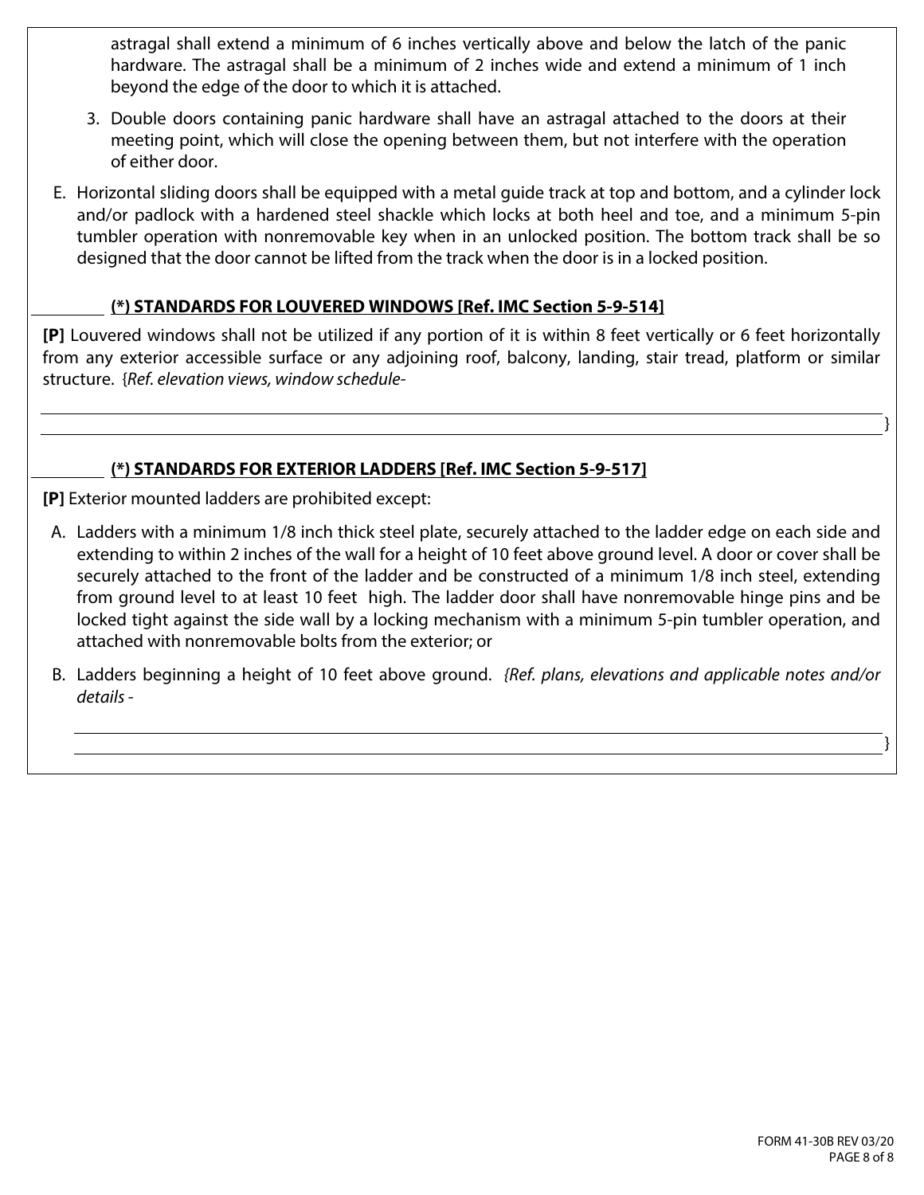astragal shall extend a minimum of 6 inches vertically above and below the latch of the panic hardware. The astragal shall be a minimum of 2 inches wide and extend a minimum of 1 inch beyond the edge of the door to which it is attached.

3. Double doors containing panic hardware shall have an astragal attached to the doors at their meeting point, which will close the opening between them, but not interfere with the operation of either door.

E. Horizontal sliding doors shall be equipped with a metal guide track at top and bottom, and a cylinder lock and/or padlock with a hardened steel shackle which locks at both heel and toe, and a minimum 5-pin tumbler operation with nonremovable key when in an unlocked position. The bottom track shall be so designed that the door cannot be lifted from the track when the door is in a locked position.

________ **(*) STANDARDS FOR LOUVERED WINDOWS [Ref. IMC Section 5-9-514]**

**[P]** Louvered windows shall not be utilized if any portion of it is within 8 feet vertically or 6 feet horizontally from any exterior accessible surface or any adjoining roof, balcony, landing, stair tread, platform or similar structure. {*Ref. elevation views, window schedule-*

_____________________________________________________________________________

_____________________________________________________________________________}

________ **(*) STANDARDS FOR EXTERIOR LADDERS [Ref. IMC Section 5-9-517]**

**[P]** Exterior mounted ladders are prohibited except:

A. Ladders with a minimum 1/8 inch thick steel plate, securely attached to the ladder edge on each side and extending to within 2 inches of the wall for a height of 10 feet above ground level. A door or cover shall be securely attached to the front of the ladder and be constructed of a minimum 1/8 inch steel, extending from ground level to at least 10 feet high. The ladder door shall have nonremovable hinge pins and be locked tight against the side wall by a locking mechanism with a minimum 5-pin tumbler operation, and attached with nonremovable bolts from the exterior; or

B. Ladders beginning a height of 10 feet above ground. *{Ref. plans, elevations and applicable notes and/or details -*

_____________________________________________________________________________

_____________________________________________________________________________}

FORM 41-30B REV 03/20